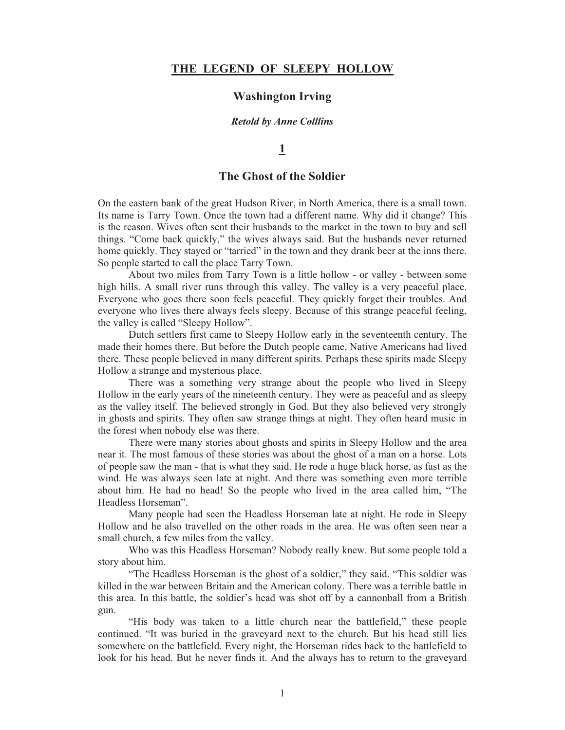# THE LEGEND OF SLEEPY HOLLOW

## Washington Irving

***Retold by Anne Colllins***

## 1

## The Ghost of the Soldier

On the eastern bank of the great Hudson River, in North America, there is a small town. Its name is Tarry Town. Once the town had a different name. Why did it change? This is the reason. Wives often sent their husbands to the market in the town to buy and sell things. "Come back quickly," the wives always said. But the husbands never returned home quickly. They stayed or "tarried" in the town and they drank beer at the inns there. So people started to call the place Tarry Town.

About two miles from Tarry Town is a little hollow - or valley - between some high hills. A small river runs through this valley. The valley is a very peaceful place. Everyone who goes there soon feels peaceful. They quickly forget their troubles. And everyone who lives there always feels sleepy. Because of this strange peaceful feeling, the valley is called "Sleepy Hollow".

Dutch settlers first came to Sleepy Hollow early in the seventeenth century. The made their homes there. But before the Dutch people came, Native Americans had lived there. These people believed in many different spirits. Perhaps these spirits made Sleepy Hollow a strange and mysterious place.

There was a something very strange about the people who lived in Sleepy Hollow in the early years of the nineteenth century. They were as peaceful and as sleepy as the valley itself. The believed strongly in God. But they also believed very strongly in ghosts and spirits. They often saw strange things at night. They often heard music in the forest when nobody else was there.

There were many stories about ghosts and spirits in Sleepy Hollow and the area near it. The most famous of these stories was about the ghost of a man on a horse. Lots of people saw the man - that is what they said. He rode a huge black horse, as fast as the wind. He was always seen late at night. And there was something even more terrible about him. He had no head! So the people who lived in the area called him, "The Headless Horseman".

Many people had seen the Headless Horseman late at night. He rode in Sleepy Hollow and he also travelled on the other roads in the area. He was often seen near a small church, a few miles from the valley.

Who was this Headless Horseman? Nobody really knew. But some people told a story about him.

"The Headless Horseman is the ghost of a soldier," they said. "This soldier was killed in the war between Britain and the American colony. There was a terrible battle in this area. In this battle, the soldier's head was shot off by a cannonball from a British gun.

"His body was taken to a little church near the battlefield," these people continued. "It was buried in the graveyard next to the church. But his head still lies somewhere on the battlefield. Every night, the Horseman rides back to the battlefield to look for his head. But he never finds it. And the always has to return to the graveyard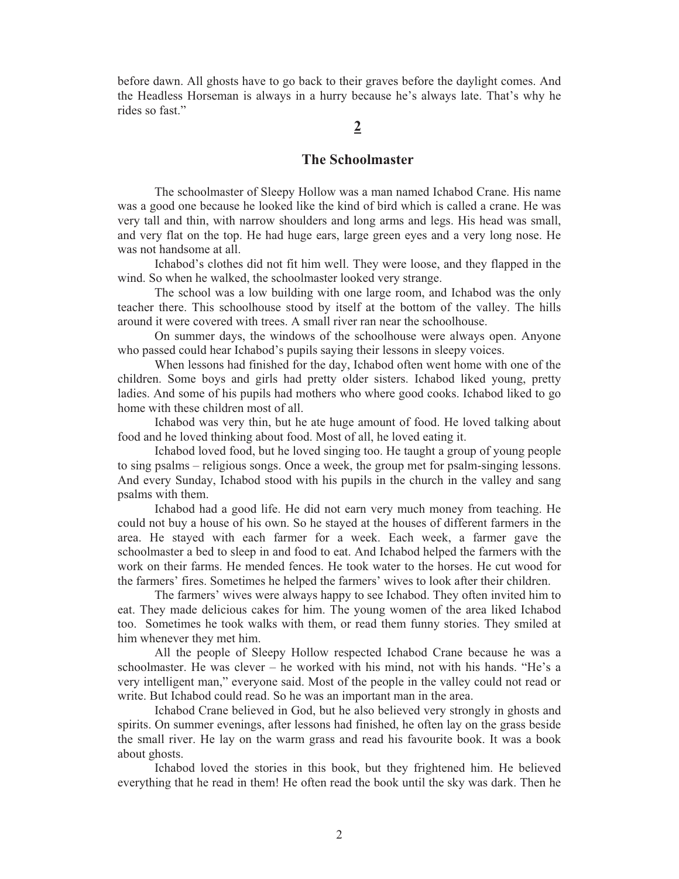before dawn. All ghosts have to go back to their graves before the daylight comes. And the Headless Horseman is always in a hurry because he's always late. That's why he rides so fast."

## 2

## The Schoolmaster

The schoolmaster of Sleepy Hollow was a man named Ichabod Crane. His name was a good one because he looked like the kind of bird which is called a crane. He was very tall and thin, with narrow shoulders and long arms and legs. His head was small, and very flat on the top. He had huge ears, large green eyes and a very long nose. He was not handsome at all.

Ichabod's clothes did not fit him well. They were loose, and they flapped in the wind. So when he walked, the schoolmaster looked very strange.

The school was a low building with one large room, and Ichabod was the only teacher there. This schoolhouse stood by itself at the bottom of the valley. The hills around it were covered with trees. A small river ran near the schoolhouse.

On summer days, the windows of the schoolhouse were always open. Anyone who passed could hear Ichabod's pupils saying their lessons in sleepy voices.

When lessons had finished for the day, Ichabod often went home with one of the children. Some boys and girls had pretty older sisters. Ichabod liked young, pretty ladies. And some of his pupils had mothers who where good cooks. Ichabod liked to go home with these children most of all.

Ichabod was very thin, but he ate huge amount of food. He loved talking about food and he loved thinking about food. Most of all, he loved eating it.

Ichabod loved food, but he loved singing too. He taught a group of young people to sing psalms – religious songs. Once a week, the group met for psalm-singing lessons. And every Sunday, Ichabod stood with his pupils in the church in the valley and sang psalms with them.

Ichabod had a good life. He did not earn very much money from teaching. He could not buy a house of his own. So he stayed at the houses of different farmers in the area. He stayed with each farmer for a week. Each week, a farmer gave the schoolmaster a bed to sleep in and food to eat. And Ichabod helped the farmers with the work on their farms. He mended fences. He took water to the horses. He cut wood for the farmers' fires. Sometimes he helped the farmers' wives to look after their children.

The farmers' wives were always happy to see Ichabod. They often invited him to eat. They made delicious cakes for him. The young women of the area liked Ichabod too. Sometimes he took walks with them, or read them funny stories. They smiled at him whenever they met him.

All the people of Sleepy Hollow respected Ichabod Crane because he was a schoolmaster. He was clever – he worked with his mind, not with his hands. "He's a very intelligent man," everyone said. Most of the people in the valley could not read or write. But Ichabod could read. So he was an important man in the area.

Ichabod Crane believed in God, but he also believed very strongly in ghosts and spirits. On summer evenings, after lessons had finished, he often lay on the grass beside the small river. He lay on the warm grass and read his favourite book. It was a book about ghosts.

Ichabod loved the stories in this book, but they frightened him. He believed everything that he read in them! He often read the book until the sky was dark. Then he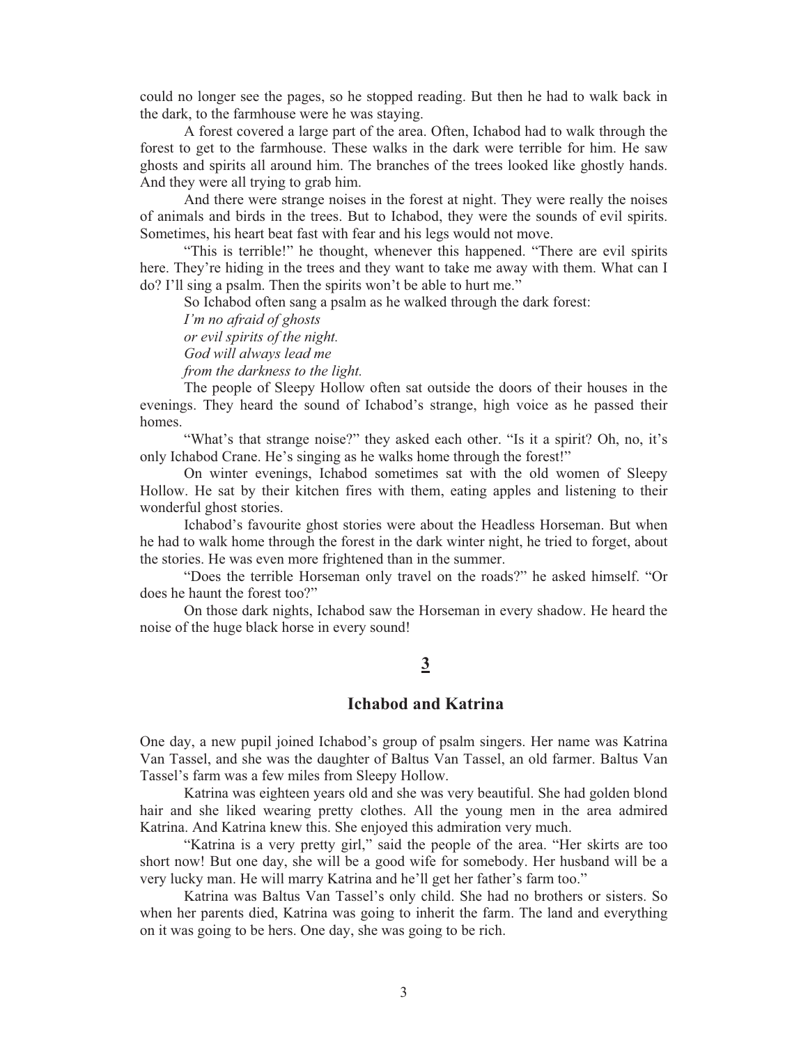could no longer see the pages, so he stopped reading. But then he had to walk back in the dark, to the farmhouse were he was staying.

A forest covered a large part of the area. Often, Ichabod had to walk through the forest to get to the farmhouse. These walks in the dark were terrible for him. He saw ghosts and spirits all around him. The branches of the trees looked like ghostly hands. And they were all trying to grab him.

And there were strange noises in the forest at night. They were really the noises of animals and birds in the trees. But to Ichabod, they were the sounds of evil spirits. Sometimes, his heart beat fast with fear and his legs would not move.

"This is terrible!" he thought, whenever this happened. "There are evil spirits here. They're hiding in the trees and they want to take me away with them. What can I do? I'll sing a psalm. Then the spirits won't be able to hurt me."

So Ichabod often sang a psalm as he walked through the dark forest:

*I'm no afraid of ghosts*
*or evil spirits of the night.*
*God will always lead me*
*from the darkness to the light.*

The people of Sleepy Hollow often sat outside the doors of their houses in the evenings. They heard the sound of Ichabod's strange, high voice as he passed their homes.

"What's that strange noise?" they asked each other. "Is it a spirit? Oh, no, it's only Ichabod Crane. He's singing as he walks home through the forest!"

On winter evenings, Ichabod sometimes sat with the old women of Sleepy Hollow. He sat by their kitchen fires with them, eating apples and listening to their wonderful ghost stories.

Ichabod's favourite ghost stories were about the Headless Horseman. But when he had to walk home through the forest in the dark winter night, he tried to forget, about the stories. He was even more frightened than in the summer.

"Does the terrible Horseman only travel on the roads?" he asked himself. "Or does he haunt the forest too?"

On those dark nights, Ichabod saw the Horseman in every shadow. He heard the noise of the huge black horse in every sound!

## 3

## Ichabod and Katrina

One day, a new pupil joined Ichabod's group of psalm singers. Her name was Katrina Van Tassel, and she was the daughter of Baltus Van Tassel, an old farmer. Baltus Van Tassel's farm was a few miles from Sleepy Hollow.

Katrina was eighteen years old and she was very beautiful. She had golden blond hair and she liked wearing pretty clothes. All the young men in the area admired Katrina. And Katrina knew this. She enjoyed this admiration very much.

"Katrina is a very pretty girl," said the people of the area. "Her skirts are too short now! But one day, she will be a good wife for somebody. Her husband will be a very lucky man. He will marry Katrina and he'll get her father's farm too."

Katrina was Baltus Van Tassel's only child. She had no brothers or sisters. So when her parents died, Katrina was going to inherit the farm. The land and everything on it was going to be hers. One day, she was going to be rich.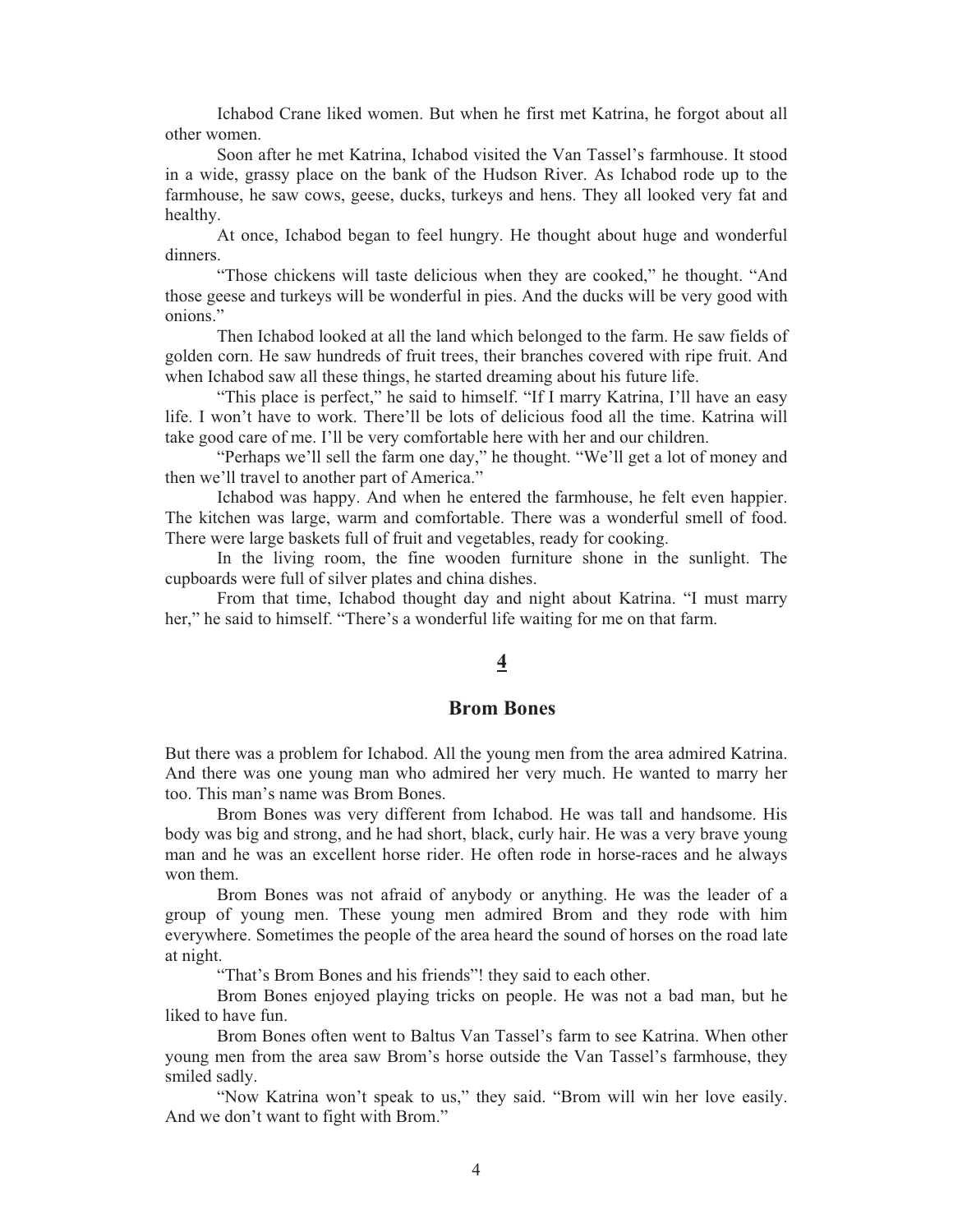Ichabod Crane liked women. But when he first met Katrina, he forgot about all other women.

Soon after he met Katrina, Ichabod visited the Van Tassel's farmhouse. It stood in a wide, grassy place on the bank of the Hudson River. As Ichabod rode up to the farmhouse, he saw cows, geese, ducks, turkeys and hens. They all looked very fat and healthy.

At once, Ichabod began to feel hungry. He thought about huge and wonderful dinners.

"Those chickens will taste delicious when they are cooked," he thought. "And those geese and turkeys will be wonderful in pies. And the ducks will be very good with onions."

Then Ichabod looked at all the land which belonged to the farm. He saw fields of golden corn. He saw hundreds of fruit trees, their branches covered with ripe fruit. And when Ichabod saw all these things, he started dreaming about his future life.

"This place is perfect," he said to himself. "If I marry Katrina, I'll have an easy life. I won't have to work. There'll be lots of delicious food all the time. Katrina will take good care of me. I'll be very comfortable here with her and our children.

"Perhaps we'll sell the farm one day," he thought. "We'll get a lot of money and then we'll travel to another part of America."

Ichabod was happy. And when he entered the farmhouse, he felt even happier. The kitchen was large, warm and comfortable. There was a wonderful smell of food. There were large baskets full of fruit and vegetables, ready for cooking.

In the living room, the fine wooden furniture shone in the sunlight. The cupboards were full of silver plates and china dishes.

From that time, Ichabod thought day and night about Katrina. "I must marry her," he said to himself. "There's a wonderful life waiting for me on that farm.

## 4

## Brom Bones

But there was a problem for Ichabod. All the young men from the area admired Katrina. And there was one young man who admired her very much. He wanted to marry her too. This man's name was Brom Bones.

Brom Bones was very different from Ichabod. He was tall and handsome. His body was big and strong, and he had short, black, curly hair. He was a very brave young man and he was an excellent horse rider. He often rode in horse-races and he always won them.

Brom Bones was not afraid of anybody or anything. He was the leader of a group of young men. These young men admired Brom and they rode with him everywhere. Sometimes the people of the area heard the sound of horses on the road late at night.

"That's Brom Bones and his friends"! they said to each other.

Brom Bones enjoyed playing tricks on people. He was not a bad man, but he liked to have fun.

Brom Bones often went to Baltus Van Tassel's farm to see Katrina. When other young men from the area saw Brom's horse outside the Van Tassel's farmhouse, they smiled sadly.

"Now Katrina won't speak to us," they said. "Brom will win her love easily. And we don't want to fight with Brom."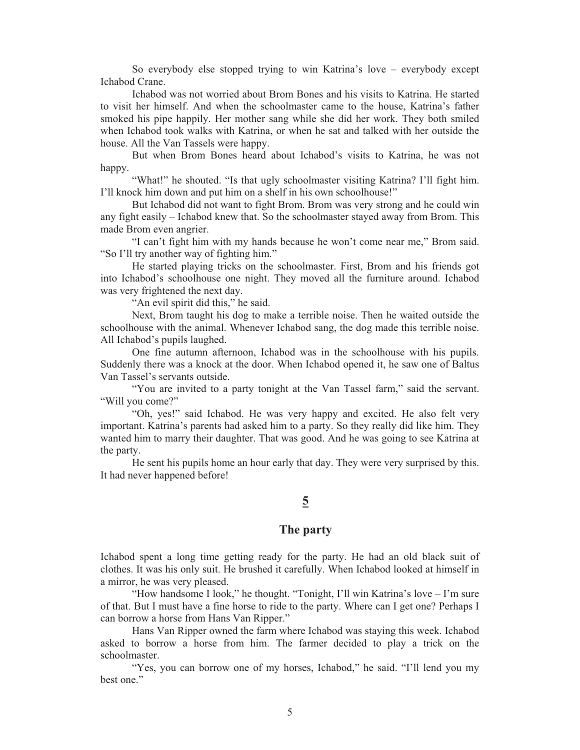So everybody else stopped trying to win Katrina's love – everybody except Ichabod Crane.

Ichabod was not worried about Brom Bones and his visits to Katrina. He started to visit her himself. And when the schoolmaster came to the house, Katrina's father smoked his pipe happily. Her mother sang while she did her work. They both smiled when Ichabod took walks with Katrina, or when he sat and talked with her outside the house. All the Van Tassels were happy.

But when Brom Bones heard about Ichabod's visits to Katrina, he was not happy.

"What!" he shouted. "Is that ugly schoolmaster visiting Katrina? I'll fight him. I'll knock him down and put him on a shelf in his own schoolhouse!"

But Ichabod did not want to fight Brom. Brom was very strong and he could win any fight easily – Ichabod knew that. So the schoolmaster stayed away from Brom. This made Brom even angrier.

"I can't fight him with my hands because he won't come near me," Brom said. "So I'll try another way of fighting him."

He started playing tricks on the schoolmaster. First, Brom and his friends got into Ichabod's schoolhouse one night. They moved all the furniture around. Ichabod was very frightened the next day.

"An evil spirit did this," he said.

Next, Brom taught his dog to make a terrible noise. Then he waited outside the schoolhouse with the animal. Whenever Ichabod sang, the dog made this terrible noise. All Ichabod's pupils laughed.

One fine autumn afternoon, Ichabod was in the schoolhouse with his pupils. Suddenly there was a knock at the door. When Ichabod opened it, he saw one of Baltus Van Tassel's servants outside.

"You are invited to a party tonight at the Van Tassel farm," said the servant. "Will you come?"

"Oh, yes!" said Ichabod. He was very happy and excited. He also felt very important. Katrina's parents had asked him to a party. So they really did like him. They wanted him to marry their daughter. That was good. And he was going to see Katrina at the party.

He sent his pupils home an hour early that day. They were very surprised by this. It had never happened before!

## 5

## The party

Ichabod spent a long time getting ready for the party. He had an old black suit of clothes. It was his only suit. He brushed it carefully. When Ichabod looked at himself in a mirror, he was very pleased.

"How handsome I look," he thought. "Tonight, I'll win Katrina's love – I'm sure of that. But I must have a fine horse to ride to the party. Where can I get one? Perhaps I can borrow a horse from Hans Van Ripper."

Hans Van Ripper owned the farm where Ichabod was staying this week. Ichabod asked to borrow a horse from him. The farmer decided to play a trick on the schoolmaster.

"Yes, you can borrow one of my horses, Ichabod," he said. "I'll lend you my best one."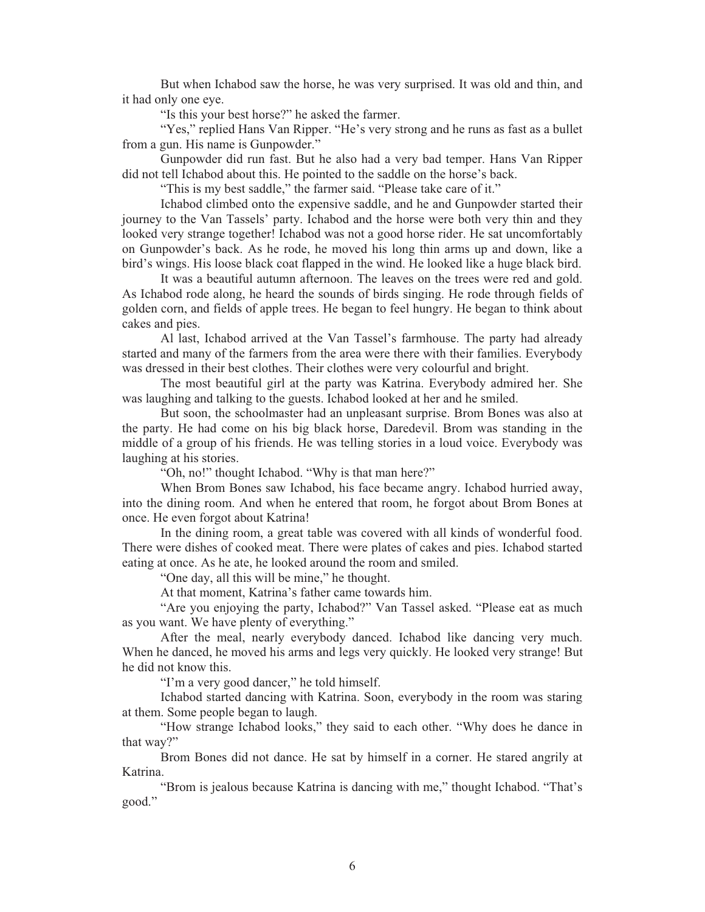But when Ichabod saw the horse, he was very surprised. It was old and thin, and it had only one eye.

"Is this your best horse?" he asked the farmer.

"Yes," replied Hans Van Ripper. "He's very strong and he runs as fast as a bullet from a gun. His name is Gunpowder."

Gunpowder did run fast. But he also had a very bad temper. Hans Van Ripper did not tell Ichabod about this. He pointed to the saddle on the horse's back.

"This is my best saddle," the farmer said. "Please take care of it."

Ichabod climbed onto the expensive saddle, and he and Gunpowder started their journey to the Van Tassels' party. Ichabod and the horse were both very thin and they looked very strange together! Ichabod was not a good horse rider. He sat uncomfortably on Gunpowder's back. As he rode, he moved his long thin arms up and down, like a bird's wings. His loose black coat flapped in the wind. He looked like a huge black bird.

It was a beautiful autumn afternoon. The leaves on the trees were red and gold. As Ichabod rode along, he heard the sounds of birds singing. He rode through fields of golden corn, and fields of apple trees. He began to feel hungry. He began to think about cakes and pies.

Al last, Ichabod arrived at the Van Tassel's farmhouse. The party had already started and many of the farmers from the area were there with their families. Everybody was dressed in their best clothes. Their clothes were very colourful and bright.

The most beautiful girl at the party was Katrina. Everybody admired her. She was laughing and talking to the guests. Ichabod looked at her and he smiled.

But soon, the schoolmaster had an unpleasant surprise. Brom Bones was also at the party. He had come on his big black horse, Daredevil. Brom was standing in the middle of a group of his friends. He was telling stories in a loud voice. Everybody was laughing at his stories.

"Oh, no!" thought Ichabod. "Why is that man here?"

When Brom Bones saw Ichabod, his face became angry. Ichabod hurried away, into the dining room. And when he entered that room, he forgot about Brom Bones at once. He even forgot about Katrina!

In the dining room, a great table was covered with all kinds of wonderful food. There were dishes of cooked meat. There were plates of cakes and pies. Ichabod started eating at once. As he ate, he looked around the room and smiled.

"One day, all this will be mine," he thought.

At that moment, Katrina's father came towards him.

"Are you enjoying the party, Ichabod?" Van Tassel asked. "Please eat as much as you want. We have plenty of everything."

After the meal, nearly everybody danced. Ichabod like dancing very much. When he danced, he moved his arms and legs very quickly. He looked very strange! But he did not know this.

"I'm a very good dancer," he told himself.

Ichabod started dancing with Katrina. Soon, everybody in the room was staring at them. Some people began to laugh.

"How strange Ichabod looks," they said to each other. "Why does he dance in that way?"

Brom Bones did not dance. He sat by himself in a corner. He stared angrily at Katrina.

"Brom is jealous because Katrina is dancing with me," thought Ichabod. "That's good."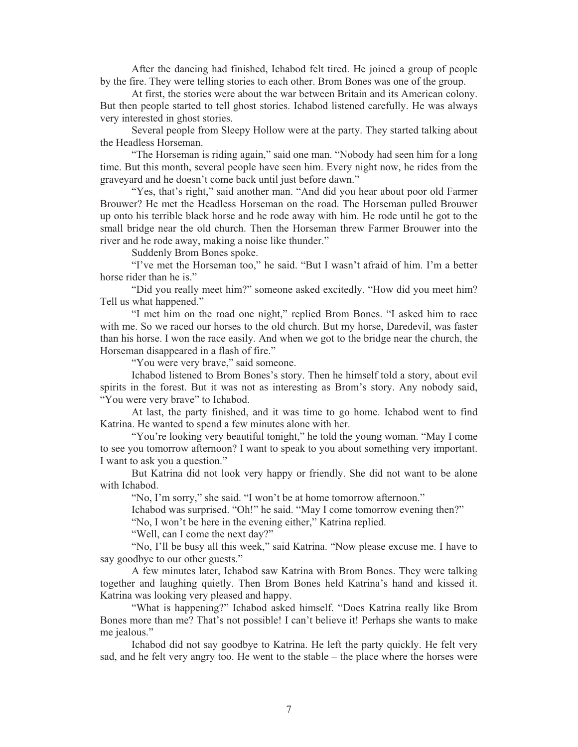After the dancing had finished, Ichabod felt tired. He joined a group of people by the fire. They were telling stories to each other. Brom Bones was one of the group.

At first, the stories were about the war between Britain and its American colony. But then people started to tell ghost stories. Ichabod listened carefully. He was always very interested in ghost stories.

Several people from Sleepy Hollow were at the party. They started talking about the Headless Horseman.

"The Horseman is riding again," said one man. "Nobody had seen him for a long time. But this month, several people have seen him. Every night now, he rides from the graveyard and he doesn't come back until just before dawn."

"Yes, that's right," said another man. "And did you hear about poor old Farmer Brouwer? He met the Headless Horseman on the road. The Horseman pulled Brouwer up onto his terrible black horse and he rode away with him. He rode until he got to the small bridge near the old church. Then the Horseman threw Farmer Brouwer into the river and he rode away, making a noise like thunder."

Suddenly Brom Bones spoke.

"I've met the Horseman too," he said. "But I wasn't afraid of him. I'm a better horse rider than he is."

"Did you really meet him?" someone asked excitedly. "How did you meet him? Tell us what happened."

"I met him on the road one night," replied Brom Bones. "I asked him to race with me. So we raced our horses to the old church. But my horse, Daredevil, was faster than his horse. I won the race easily. And when we got to the bridge near the church, the Horseman disappeared in a flash of fire."

"You were very brave," said someone.

Ichabod listened to Brom Bones's story. Then he himself told a story, about evil spirits in the forest. But it was not as interesting as Brom's story. Any nobody said, "You were very brave" to Ichabod.

At last, the party finished, and it was time to go home. Ichabod went to find Katrina. He wanted to spend a few minutes alone with her.

"You're looking very beautiful tonight," he told the young woman. "May I come to see you tomorrow afternoon? I want to speak to you about something very important. I want to ask you a question."

But Katrina did not look very happy or friendly. She did not want to be alone with Ichabod.

"No, I'm sorry," she said. "I won't be at home tomorrow afternoon."

Ichabod was surprised. "Oh!" he said. "May I come tomorrow evening then?"

"No, I won't be here in the evening either," Katrina replied.

"Well, can I come the next day?"

"No, I'll be busy all this week," said Katrina. "Now please excuse me. I have to say goodbye to our other guests."

A few minutes later, Ichabod saw Katrina with Brom Bones. They were talking together and laughing quietly. Then Brom Bones held Katrina's hand and kissed it. Katrina was looking very pleased and happy.

"What is happening?" Ichabod asked himself. "Does Katrina really like Brom Bones more than me? That's not possible! I can't believe it! Perhaps she wants to make me jealous."

Ichabod did not say goodbye to Katrina. He left the party quickly. He felt very sad, and he felt very angry too. He went to the stable – the place where the horses were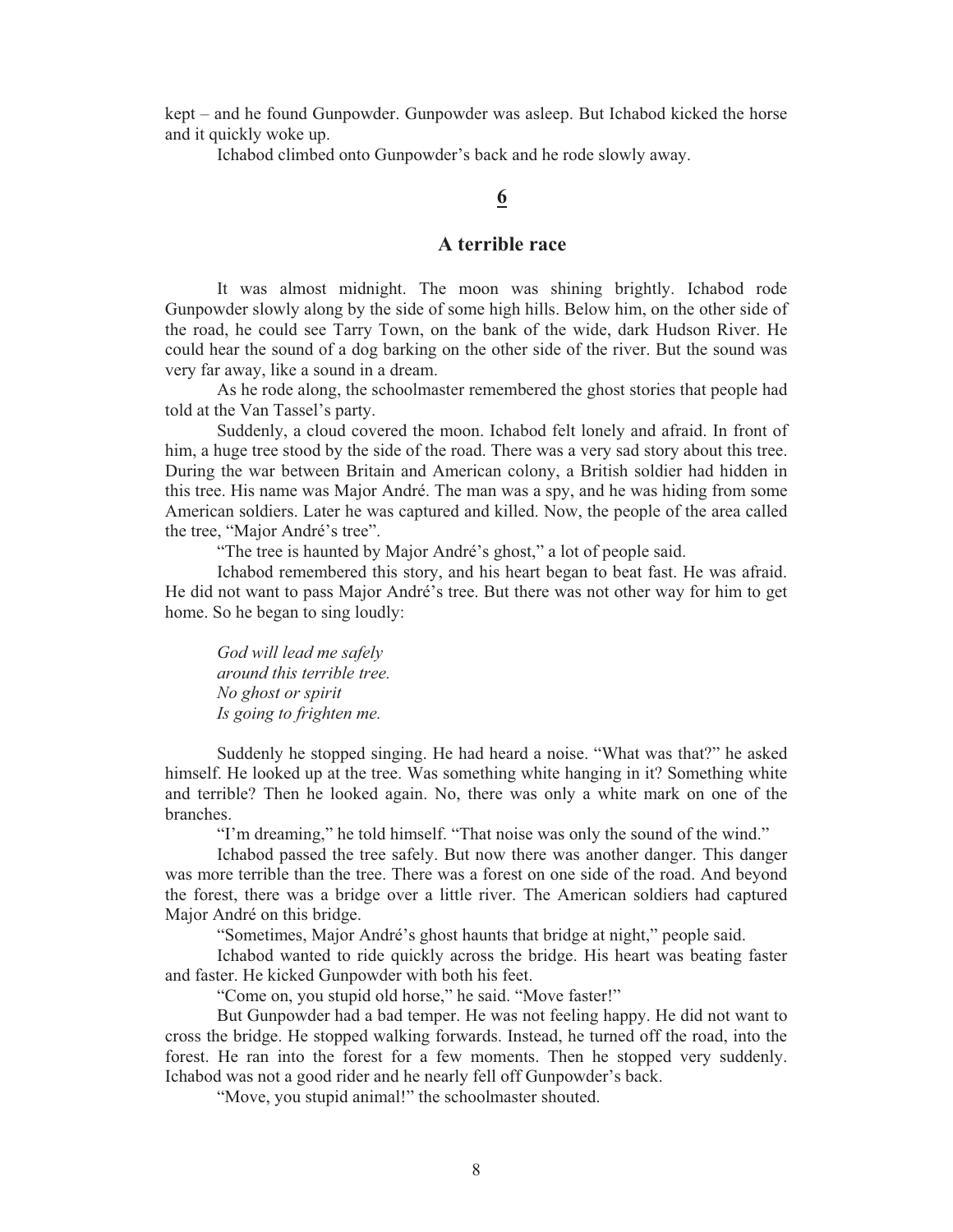kept – and he found Gunpowder. Gunpowder was asleep. But Ichabod kicked the horse and it quickly woke up.

Ichabod climbed onto Gunpowder's back and he rode slowly away.

## 6

## A terrible race

It was almost midnight. The moon was shining brightly. Ichabod rode Gunpowder slowly along by the side of some high hills. Below him, on the other side of the road, he could see Tarry Town, on the bank of the wide, dark Hudson River. He could hear the sound of a dog barking on the other side of the river. But the sound was very far away, like a sound in a dream.

As he rode along, the schoolmaster remembered the ghost stories that people had told at the Van Tassel's party.

Suddenly, a cloud covered the moon. Ichabod felt lonely and afraid. In front of him, a huge tree stood by the side of the road. There was a very sad story about this tree. During the war between Britain and American colony, a British soldier had hidden in this tree. His name was Major André. The man was a spy, and he was hiding from some American soldiers. Later he was captured and killed. Now, the people of the area called the tree, "Major André's tree".

"The tree is haunted by Major André's ghost," a lot of people said.

Ichabod remembered this story, and his heart began to beat fast. He was afraid. He did not want to pass Major André's tree. But there was not other way for him to get home. So he began to sing loudly:

*God will lead me safely*
*around this terrible tree.*
*No ghost or spirit*
*Is going to frighten me.*

Suddenly he stopped singing. He had heard a noise. "What was that?" he asked himself. He looked up at the tree. Was something white hanging in it? Something white and terrible? Then he looked again. No, there was only a white mark on one of the branches.

"I'm dreaming," he told himself. "That noise was only the sound of the wind."

Ichabod passed the tree safely. But now there was another danger. This danger was more terrible than the tree. There was a forest on one side of the road. And beyond the forest, there was a bridge over a little river. The American soldiers had captured Major André on this bridge.

"Sometimes, Major André's ghost haunts that bridge at night," people said.

Ichabod wanted to ride quickly across the bridge. His heart was beating faster and faster. He kicked Gunpowder with both his feet.

"Come on, you stupid old horse," he said. "Move faster!"

But Gunpowder had a bad temper. He was not feeling happy. He did not want to cross the bridge. He stopped walking forwards. Instead, he turned off the road, into the forest. He ran into the forest for a few moments. Then he stopped very suddenly. Ichabod was not a good rider and he nearly fell off Gunpowder's back.

"Move, you stupid animal!" the schoolmaster shouted.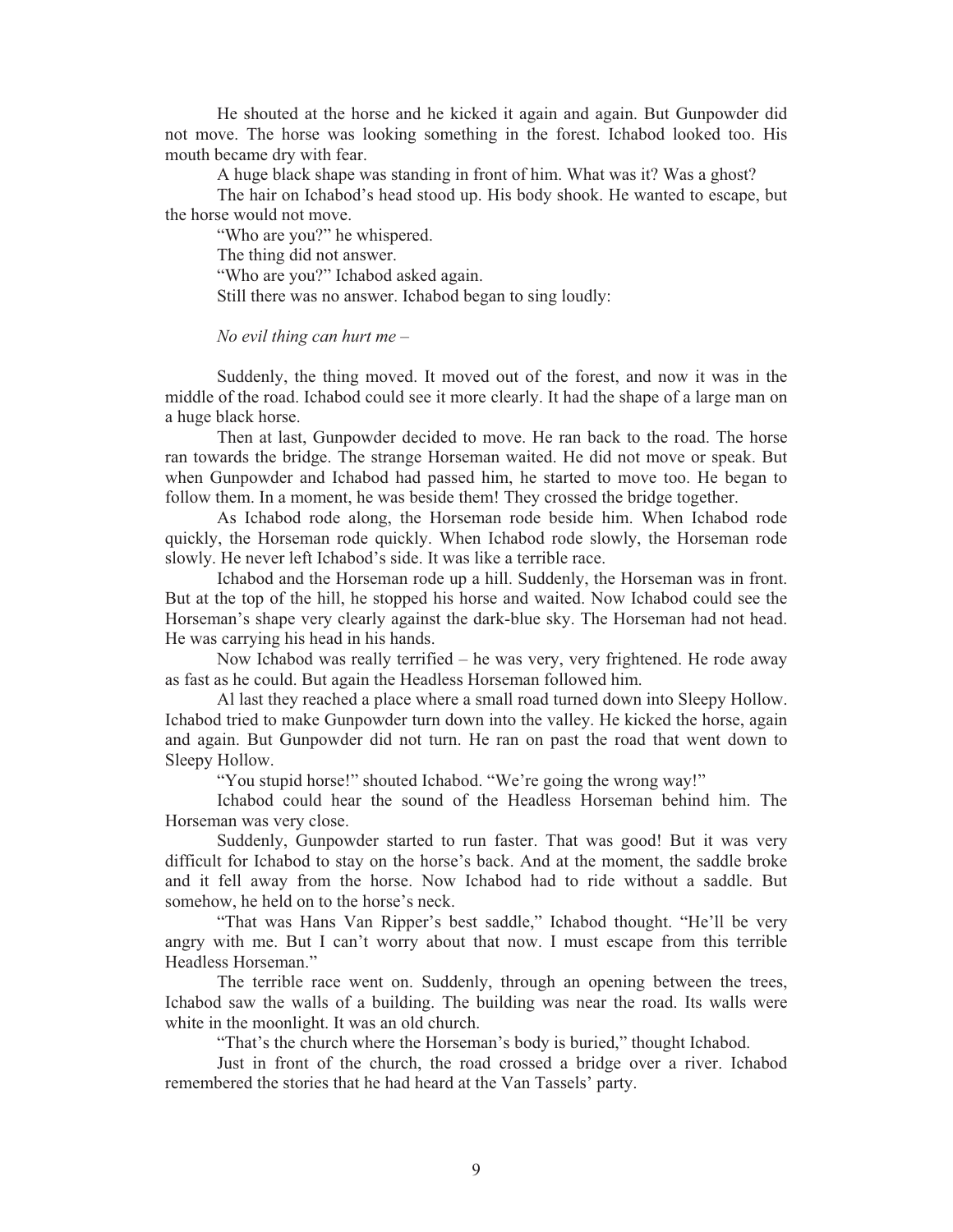He shouted at the horse and he kicked it again and again. But Gunpowder did not move. The horse was looking something in the forest. Ichabod looked too. His mouth became dry with fear.

A huge black shape was standing in front of him. What was it? Was a ghost?

The hair on Ichabod's head stood up. His body shook. He wanted to escape, but the horse would not move.

"Who are you?" he whispered.

The thing did not answer.

"Who are you?" Ichabod asked again.

Still there was no answer. Ichabod began to sing loudly:

*No evil thing can hurt me –*

Suddenly, the thing moved. It moved out of the forest, and now it was in the middle of the road. Ichabod could see it more clearly. It had the shape of a large man on a huge black horse.

Then at last, Gunpowder decided to move. He ran back to the road. The horse ran towards the bridge. The strange Horseman waited. He did not move or speak. But when Gunpowder and Ichabod had passed him, he started to move too. He began to follow them. In a moment, he was beside them! They crossed the bridge together.

As Ichabod rode along, the Horseman rode beside him. When Ichabod rode quickly, the Horseman rode quickly. When Ichabod rode slowly, the Horseman rode slowly. He never left Ichabod's side. It was like a terrible race.

Ichabod and the Horseman rode up a hill. Suddenly, the Horseman was in front. But at the top of the hill, he stopped his horse and waited. Now Ichabod could see the Horseman's shape very clearly against the dark-blue sky. The Horseman had not head. He was carrying his head in his hands.

Now Ichabod was really terrified – he was very, very frightened. He rode away as fast as he could. But again the Headless Horseman followed him.

Al last they reached a place where a small road turned down into Sleepy Hollow. Ichabod tried to make Gunpowder turn down into the valley. He kicked the horse, again and again. But Gunpowder did not turn. He ran on past the road that went down to Sleepy Hollow.

"You stupid horse!" shouted Ichabod. "We're going the wrong way!"

Ichabod could hear the sound of the Headless Horseman behind him. The Horseman was very close.

Suddenly, Gunpowder started to run faster. That was good! But it was very difficult for Ichabod to stay on the horse's back. And at the moment, the saddle broke and it fell away from the horse. Now Ichabod had to ride without a saddle. But somehow, he held on to the horse's neck.

"That was Hans Van Ripper's best saddle," Ichabod thought. "He'll be very angry with me. But I can't worry about that now. I must escape from this terrible Headless Horseman."

The terrible race went on. Suddenly, through an opening between the trees, Ichabod saw the walls of a building. The building was near the road. Its walls were white in the moonlight. It was an old church.

"That's the church where the Horseman's body is buried," thought Ichabod.

Just in front of the church, the road crossed a bridge over a river. Ichabod remembered the stories that he had heard at the Van Tassels' party.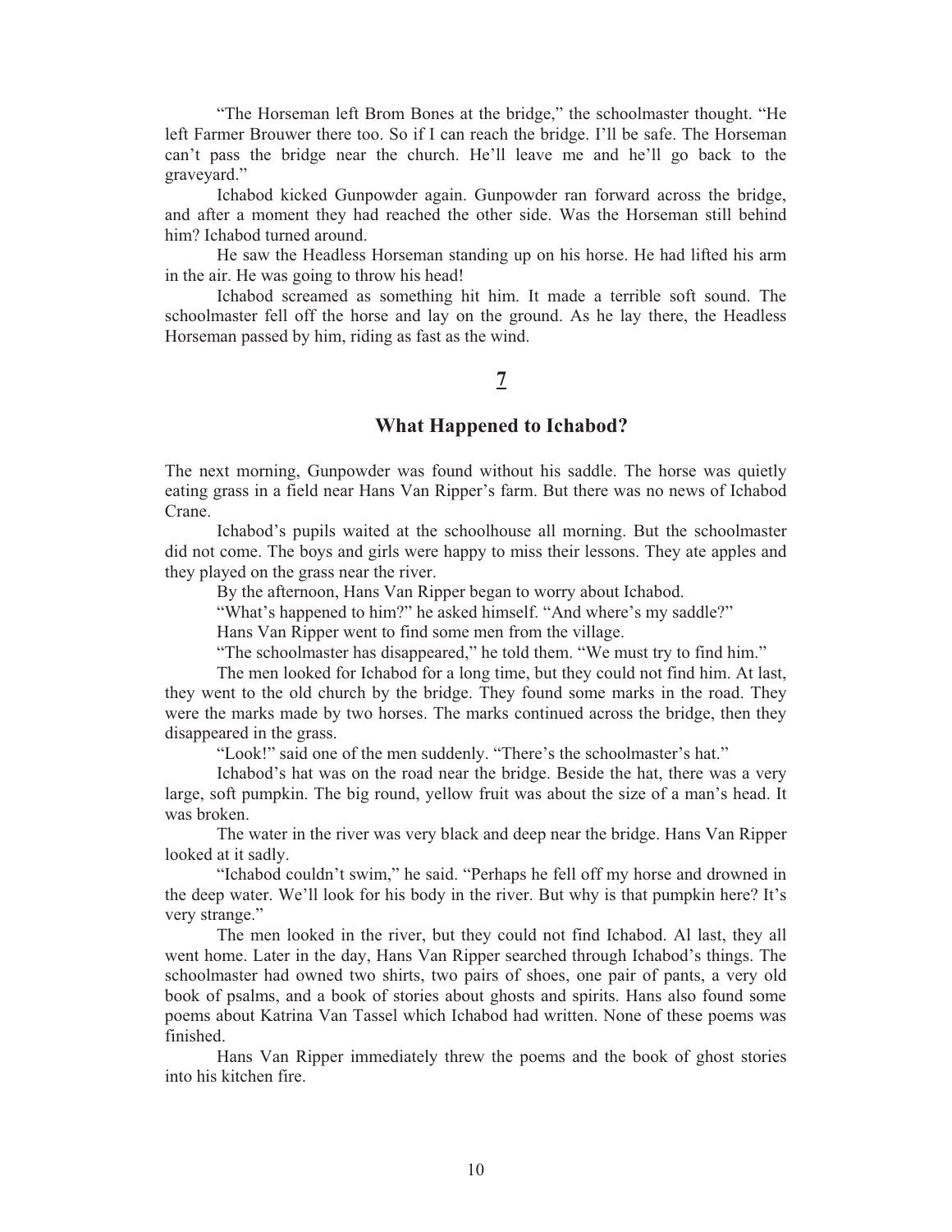"The Horseman left Brom Bones at the bridge," the schoolmaster thought. "He left Farmer Brouwer there too. So if I can reach the bridge. I'll be safe. The Horseman can't pass the bridge near the church. He'll leave me and he'll go back to the graveyard."

Ichabod kicked Gunpowder again. Gunpowder ran forward across the bridge, and after a moment they had reached the other side. Was the Horseman still behind him? Ichabod turned around.

He saw the Headless Horseman standing up on his horse. He had lifted his arm in the air. He was going to throw his head!

Ichabod screamed as something hit him. It made a terrible soft sound. The schoolmaster fell off the horse and lay on the ground. As he lay there, the Headless Horseman passed by him, riding as fast as the wind.

## 7

## What Happened to Ichabod?

The next morning, Gunpowder was found without his saddle. The horse was quietly eating grass in a field near Hans Van Ripper's farm. But there was no news of Ichabod Crane.

Ichabod's pupils waited at the schoolhouse all morning. But the schoolmaster did not come. The boys and girls were happy to miss their lessons. They ate apples and they played on the grass near the river.

By the afternoon, Hans Van Ripper began to worry about Ichabod.

"What's happened to him?" he asked himself. "And where's my saddle?"

Hans Van Ripper went to find some men from the village.

"The schoolmaster has disappeared," he told them. "We must try to find him."

The men looked for Ichabod for a long time, but they could not find him. At last, they went to the old church by the bridge. They found some marks in the road. They were the marks made by two horses. The marks continued across the bridge, then they disappeared in the grass.

"Look!" said one of the men suddenly. "There's the schoolmaster's hat."

Ichabod's hat was on the road near the bridge. Beside the hat, there was a very large, soft pumpkin. The big round, yellow fruit was about the size of a man's head. It was broken.

The water in the river was very black and deep near the bridge. Hans Van Ripper looked at it sadly.

"Ichabod couldn't swim," he said. "Perhaps he fell off my horse and drowned in the deep water. We'll look for his body in the river. But why is that pumpkin here? It's very strange."

The men looked in the river, but they could not find Ichabod. Al last, they all went home. Later in the day, Hans Van Ripper searched through Ichabod's things. The schoolmaster had owned two shirts, two pairs of shoes, one pair of pants, a very old book of psalms, and a book of stories about ghosts and spirits. Hans also found some poems about Katrina Van Tassel which Ichabod had written. None of these poems was finished.

Hans Van Ripper immediately threw the poems and the book of ghost stories into his kitchen fire.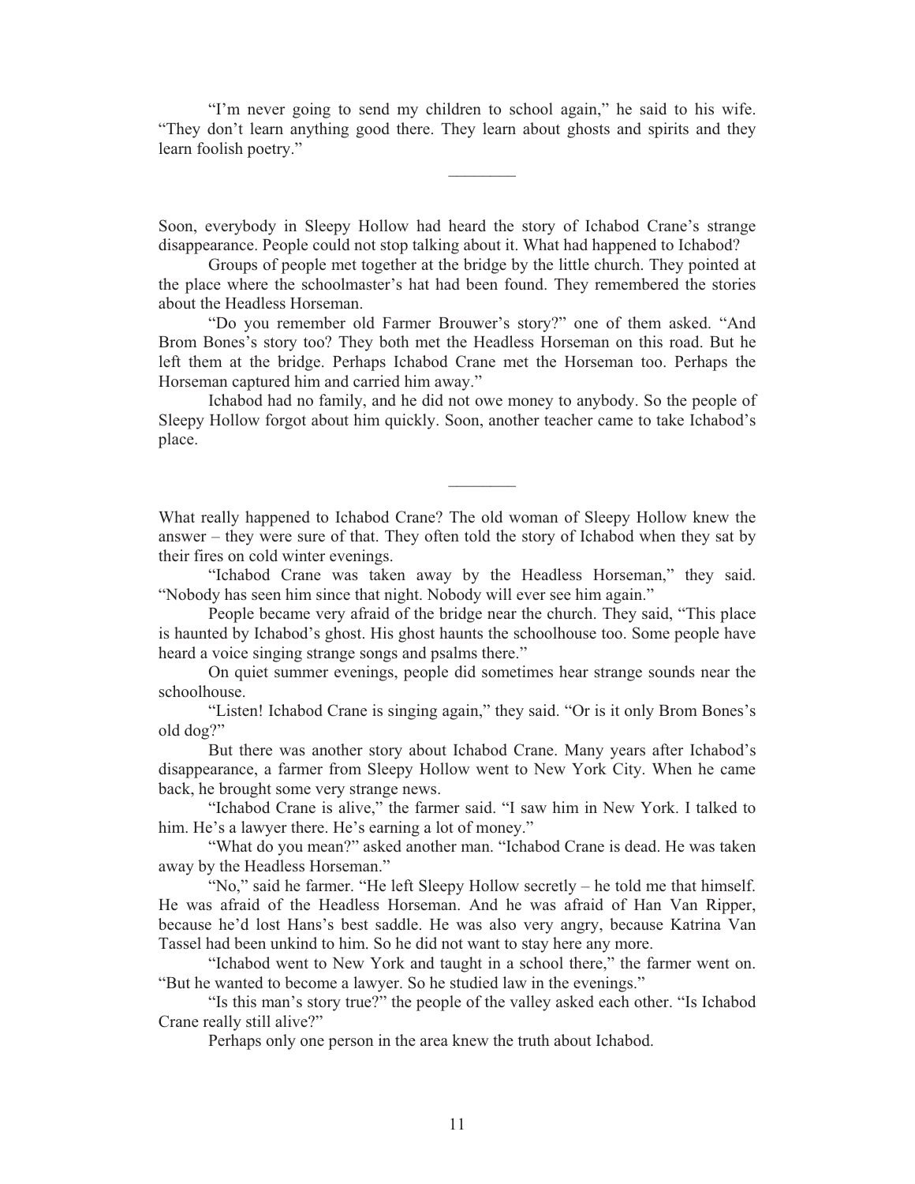"I'm never going to send my children to school again," he said to his wife. "They don't learn anything good there. They learn about ghosts and spirits and they learn foolish poetry."

________

Soon, everybody in Sleepy Hollow had heard the story of Ichabod Crane's strange disappearance. People could not stop talking about it. What had happened to Ichabod?

Groups of people met together at the bridge by the little church. They pointed at the place where the schoolmaster's hat had been found. They remembered the stories about the Headless Horseman.

"Do you remember old Farmer Brouwer's story?" one of them asked. "And Brom Bones's story too? They both met the Headless Horseman on this road. But he left them at the bridge. Perhaps Ichabod Crane met the Horseman too. Perhaps the Horseman captured him and carried him away."

Ichabod had no family, and he did not owe money to anybody. So the people of Sleepy Hollow forgot about him quickly. Soon, another teacher came to take Ichabod's place.

________

What really happened to Ichabod Crane? The old woman of Sleepy Hollow knew the answer – they were sure of that. They often told the story of Ichabod when they sat by their fires on cold winter evenings.

"Ichabod Crane was taken away by the Headless Horseman," they said. "Nobody has seen him since that night. Nobody will ever see him again."

People became very afraid of the bridge near the church. They said, "This place is haunted by Ichabod's ghost. His ghost haunts the schoolhouse too. Some people have heard a voice singing strange songs and psalms there."

On quiet summer evenings, people did sometimes hear strange sounds near the schoolhouse.

"Listen! Ichabod Crane is singing again," they said. "Or is it only Brom Bones's old dog?"

But there was another story about Ichabod Crane. Many years after Ichabod's disappearance, a farmer from Sleepy Hollow went to New York City. When he came back, he brought some very strange news.

"Ichabod Crane is alive," the farmer said. "I saw him in New York. I talked to him. He's a lawyer there. He's earning a lot of money."

"What do you mean?" asked another man. "Ichabod Crane is dead. He was taken away by the Headless Horseman."

"No," said he farmer. "He left Sleepy Hollow secretly – he told me that himself. He was afraid of the Headless Horseman. And he was afraid of Han Van Ripper, because he'd lost Hans's best saddle. He was also very angry, because Katrina Van Tassel had been unkind to him. So he did not want to stay here any more.

"Ichabod went to New York and taught in a school there," the farmer went on. "But he wanted to become a lawyer. So he studied law in the evenings."

"Is this man's story true?" the people of the valley asked each other. "Is Ichabod Crane really still alive?"

Perhaps only one person in the area knew the truth about Ichabod.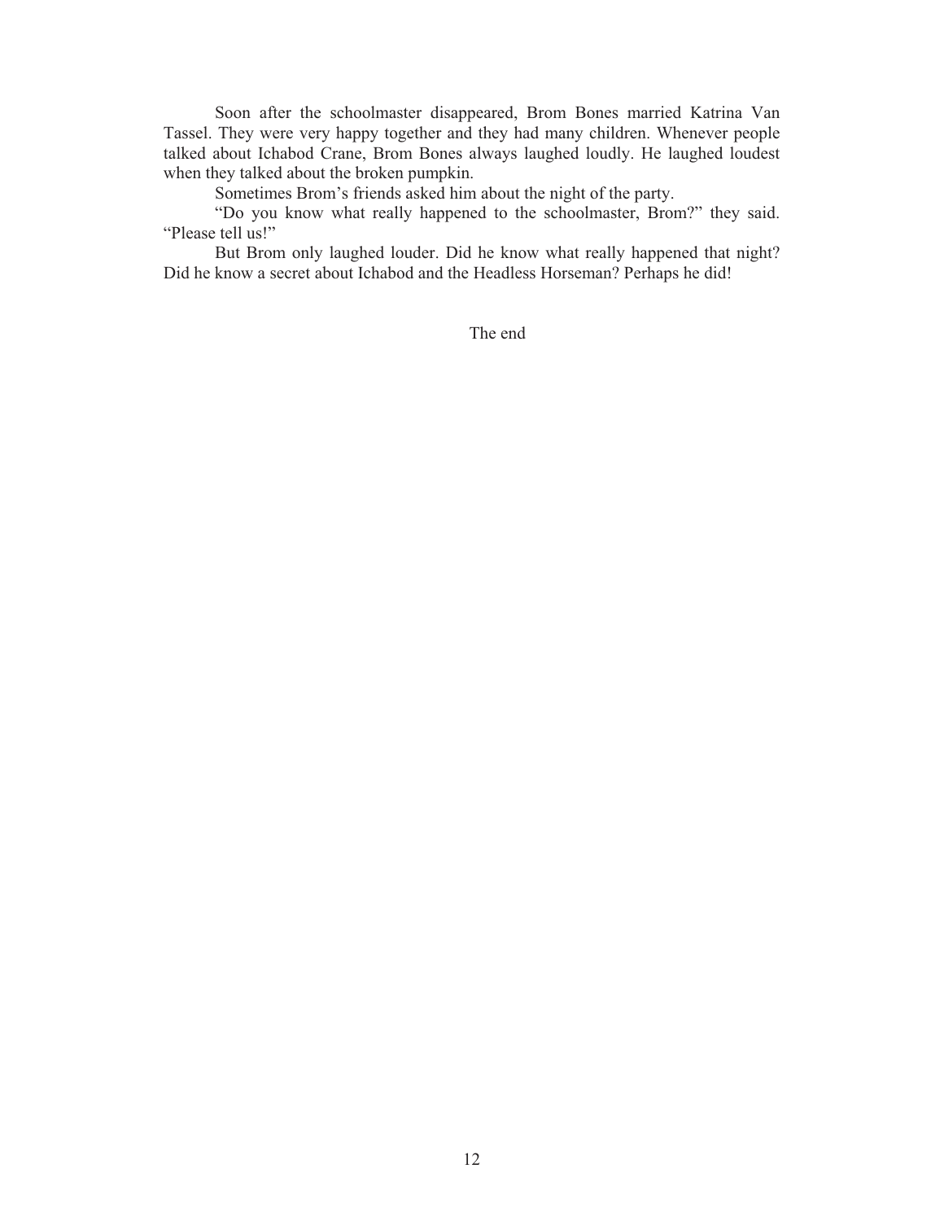Soon after the schoolmaster disappeared, Brom Bones married Katrina Van Tassel. They were very happy together and they had many children. Whenever people talked about Ichabod Crane, Brom Bones always laughed loudly. He laughed loudest when they talked about the broken pumpkin.

Sometimes Brom's friends asked him about the night of the party.

"Do you know what really happened to the schoolmaster, Brom?" they said. "Please tell us!"

But Brom only laughed louder. Did he know what really happened that night? Did he know a secret about Ichabod and the Headless Horseman? Perhaps he did!

The end